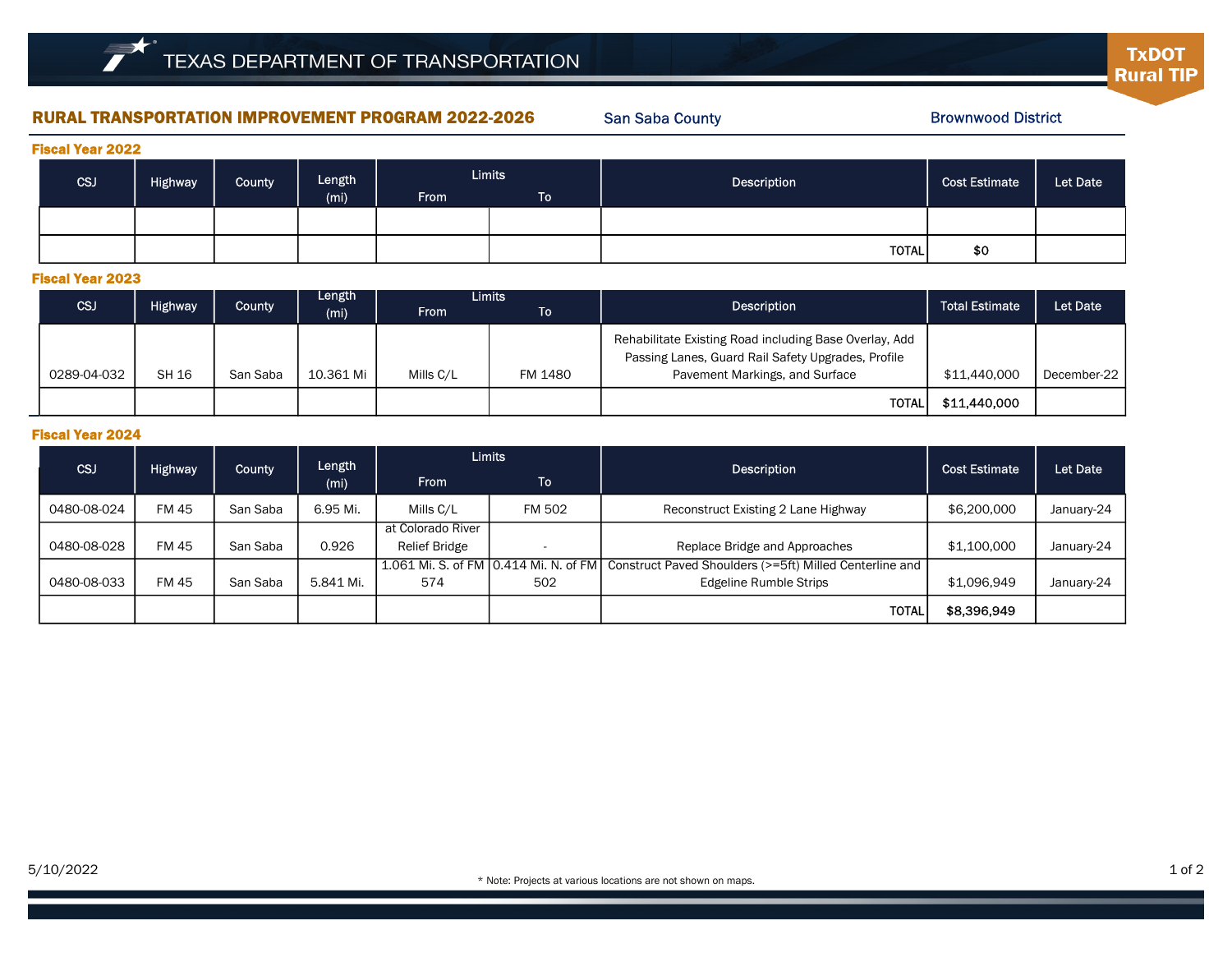TEXAS DEPARTMENT OF TRANSPORTATION

TxDOT Rural TIP

## RURAL TRANSPORTATION IMPROVEMENT PROGRAM 2022-2026

San Saba County — Brownwood District

### Fiscal Year 2022

| CSJ | Highway | County | Length (mi) | Limits From | Limits To | Description | Cost Estimate | Let Date |
|---|---|---|---|---|---|---|---|---|
| | | | | | | | | |
| | | | | | | TOTAL | $0 | |

### Fiscal Year 2023

| CSJ | Highway | County | Length (mi) | Limits From | Limits To | Description | Total Estimate | Let Date |
|---|---|---|---|---|---|---|---|---|
| 0289-04-032 | SH 16 | San Saba | 10.361 Mi | Mills C/L | FM 1480 | Rehabilitate Existing Road including Base Overlay, Add Passing Lanes, Guard Rail Safety Upgrades, Profile Pavement Markings, and Surface | $11,440,000 | December-22 |
| | | | | | | TOTAL | $11,440,000 | |

### Fiscal Year 2024

| CSJ | Highway | County | Length (mi) | Limits From | Limits To | Description | Cost Estimate | Let Date |
|---|---|---|---|---|---|---|---|---|
| 0480-08-024 | FM 45 | San Saba | 6.95 Mi. | Mills C/L | FM 502 | Reconstruct Existing 2 Lane Highway | $6,200,000 | January-24 |
| 0480-08-028 | FM 45 | San Saba | 0.926 | at Colorado River Relief Bridge | - | Replace Bridge and Approaches | $1,100,000 | January-24 |
| 0480-08-033 | FM 45 | San Saba | 5.841 Mi. | 1.061 Mi. S. of FM 574 | 0.414 Mi. N. of FM 502 | Construct Paved Shoulders (>=5ft) Milled Centerline and Edgeline Rumble Strips | $1,096,949 | January-24 |
| | | | | | | TOTAL | $8,396,949 | |

5/10/2022

* Note: Projects at various locations are not shown on maps.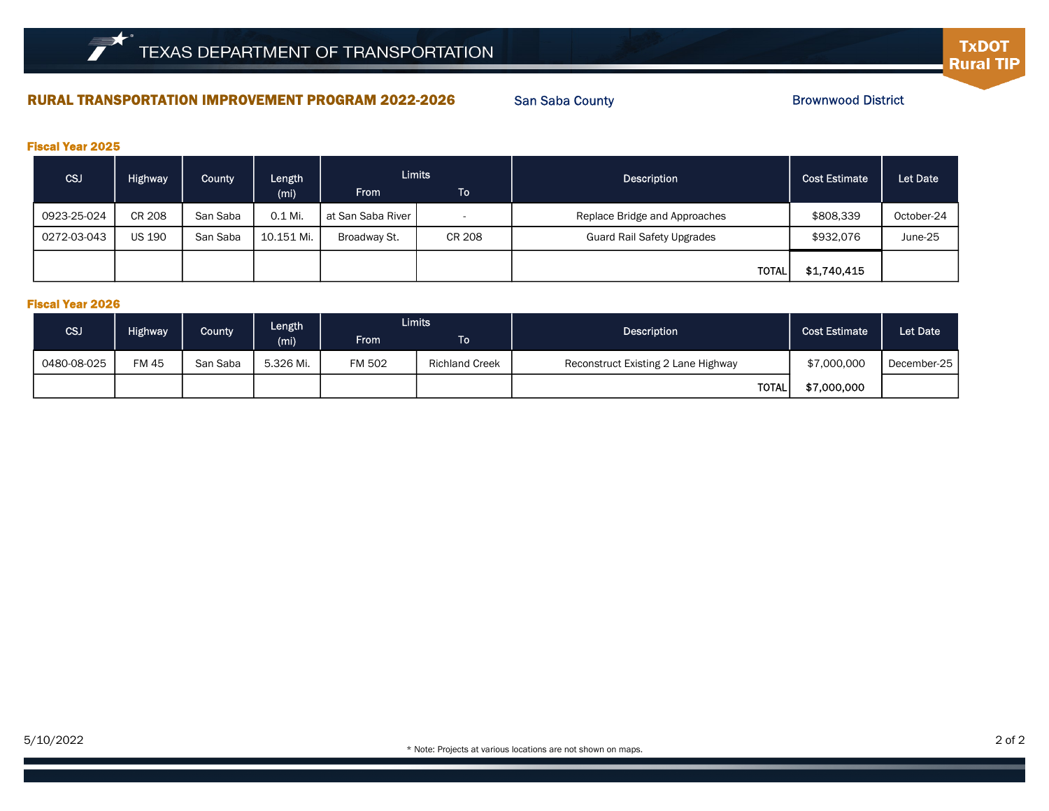TEXAS DEPARTMENT OF TRANSPORTATION

**TxDOT Rural TIP**

## RURAL TRANSPORTATION IMPROVEMENT PROGRAM 2022-2026

San Saba County

Brownwood District

### Fiscal Year 2025

| CSJ | Highway | County | Length (mi) | Limits | | Description | Cost Estimate | Let Date |
|---|---|---|---|---|---|---|---|---|
| | | | | From | To | | | |
| 0923-25-024 | CR 208 | San Saba | 0.1 Mi. | at San Saba River | - | Replace Bridge and Approaches | $808,339 | October-24 |
| 0272-03-043 | US 190 | San Saba | 10.151 Mi. | Broadway St. | CR 208 | Guard Rail Safety Upgrades | $932,076 | June-25 |
| | | | | | | TOTAL | $1,740,415 | |

### Fiscal Year 2026

| CSJ | Highway | County | Length (mi) | Limits | | Description | Cost Estimate | Let Date |
|---|---|---|---|---|---|---|---|---|
| | | | | From | To | | | |
| 0480-08-025 | FM 45 | San Saba | 5.326 Mi. | FM 502 | Richland Creek | Reconstruct Existing 2 Lane Highway | $7,000,000 | December-25 |
| | | | | | | TOTAL | $7,000,000 | |

5/10/2022

\* Note: Projects at various locations are not shown on maps.